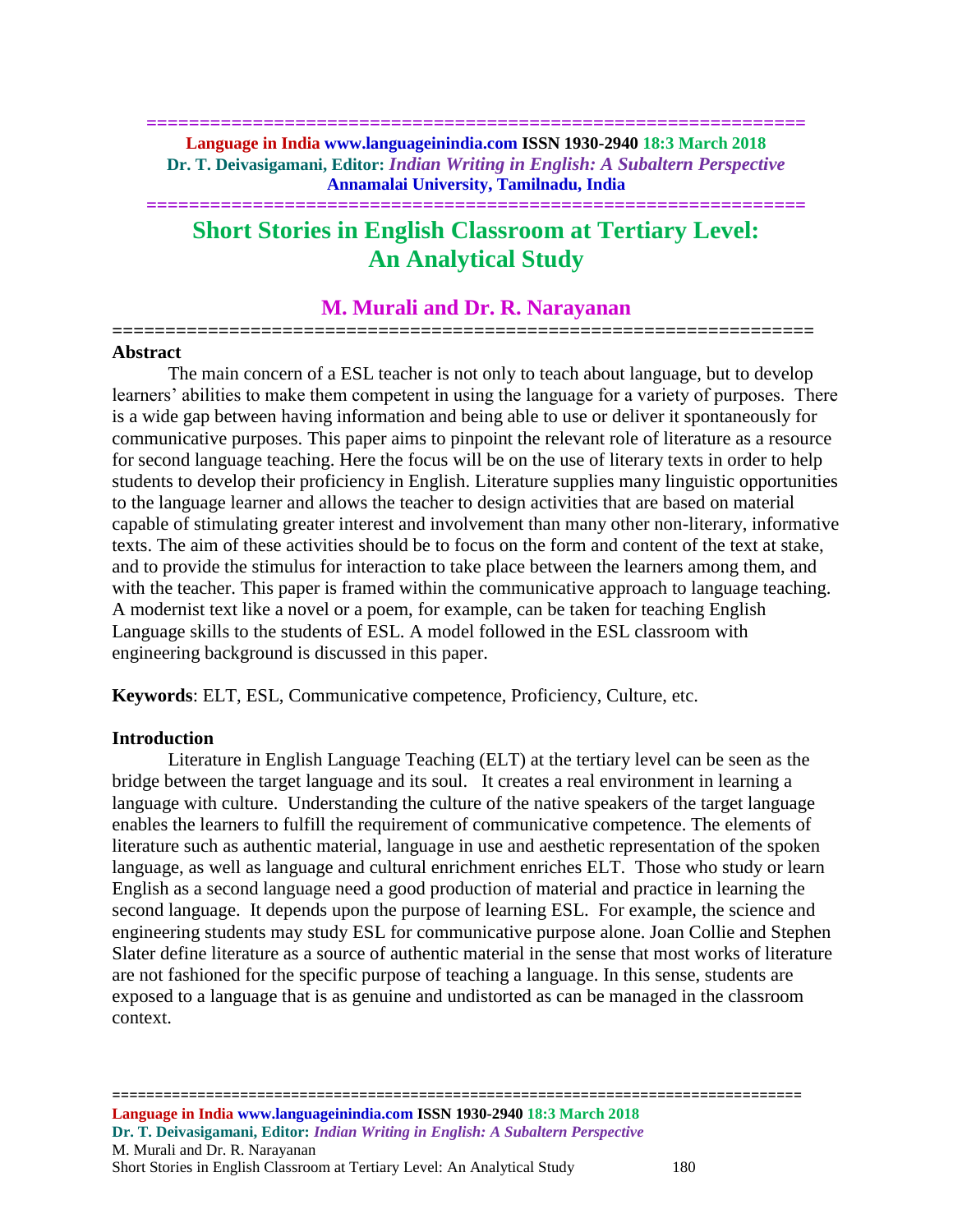# Short Stories in English Classroom at Tertiary Level: An Analytical Study

## M. Murali and Dr. R. Narayanan

### Abstract

The main concern of a ESL teacher is not only to teach about language, but to develop learners' abilities to make them competent in using the language for a variety of purposes. There is a wide gap between having information and being able to use or deliver it spontaneously for communicative purposes. This paper aims to pinpoint the relevant role of literature as a resource for second language teaching. Here the focus will be on the use of literary texts in order to help students to develop their proficiency in English. Literature supplies many linguistic opportunities to the language learner and allows the teacher to design activities that are based on material capable of stimulating greater interest and involvement than many other non-literary, informative texts. The aim of these activities should be to focus on the form and content of the text at stake, and to provide the stimulus for interaction to take place between the learners among them, and with the teacher. This paper is framed within the communicative approach to language teaching. A modernist text like a novel or a poem, for example, can be taken for teaching English Language skills to the students of ESL. A model followed in the ESL classroom with engineering background is discussed in this paper.

**Keywords**: ELT, ESL, Communicative competence, Proficiency, Culture, etc.

### Introduction

Literature in English Language Teaching (ELT) at the tertiary level can be seen as the bridge between the target language and its soul. It creates a real environment in learning a language with culture. Understanding the culture of the native speakers of the target language enables the learners to fulfill the requirement of communicative competence. The elements of literature such as authentic material, language in use and aesthetic representation of the spoken language, as well as language and cultural enrichment enriches ELT. Those who study or learn English as a second language need a good production of material and practice in learning the second language. It depends upon the purpose of learning ESL. For example, the science and engineering students may study ESL for communicative purpose alone. Joan Collie and Stephen Slater define literature as a source of authentic material in the sense that most works of literature are not fashioned for the specific purpose of teaching a language. In this sense, students are exposed to a language that is as genuine and undistorted as can be managed in the classroom context.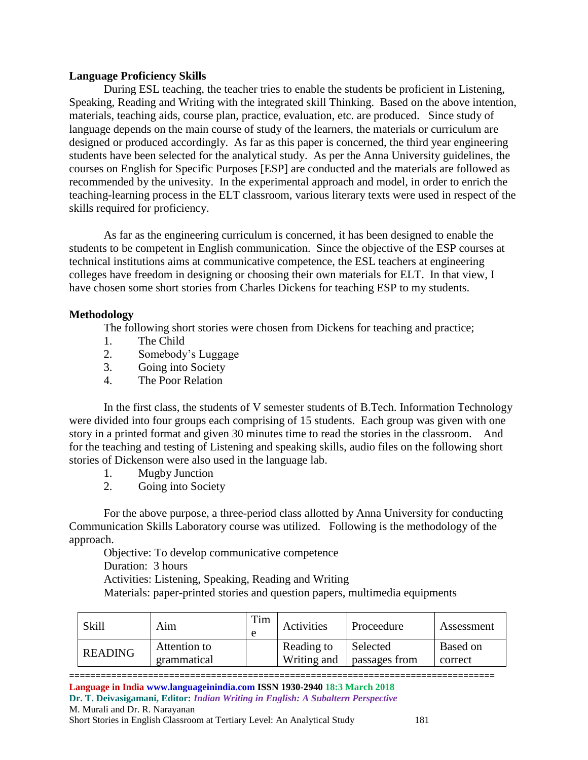**Language Proficiency Skills**

During ESL teaching, the teacher tries to enable the students be proficient in Listening, Speaking, Reading and Writing with the integrated skill Thinking. Based on the above intention, materials, teaching aids, course plan, practice, evaluation, etc. are produced. Since study of language depends on the main course of study of the learners, the materials or curriculum are designed or produced accordingly. As far as this paper is concerned, the third year engineering students have been selected for the analytical study. As per the Anna University guidelines, the courses on English for Specific Purposes [ESP] are conducted and the materials are followed as recommended by the univesity. In the experimental approach and model, in order to enrich the teaching-learning process in the ELT classroom, various literary texts were used in respect of the skills required for proficiency.

As far as the engineering curriculum is concerned, it has been designed to enable the students to be competent in English communication. Since the objective of the ESP courses at technical institutions aims at communicative competence, the ESL teachers at engineering colleges have freedom in designing or choosing their own materials for ELT. In that view, I have chosen some short stories from Charles Dickens for teaching ESP to my students.

**Methodology**

The following short stories were chosen from Dickens for teaching and practice;

1. The Child
2. Somebody's Luggage
3. Going into Society
4. The Poor Relation

In the first class, the students of V semester students of B.Tech. Information Technology were divided into four groups each comprising of 15 students. Each group was given with one story in a printed format and given 30 minutes time to read the stories in the classroom. And for the teaching and testing of Listening and speaking skills, audio files on the following short stories of Dickenson were also used in the language lab.

1. Mugby Junction
2. Going into Society

For the above purpose, a three-period class allotted by Anna University for conducting Communication Skills Laboratory course was utilized. Following is the methodology of the approach.

Objective: To develop communicative competence

Duration: 3 hours

Activities: Listening, Speaking, Reading and Writing

Materials: paper-printed stories and question papers, multimedia equipments

| Skill | Aim | Time | Activities | Proceedure | Assessment |
|---|---|---|---|---|---|
| READING | Attention to grammatical | | Reading to Writing and | Selected passages from | Based on correct |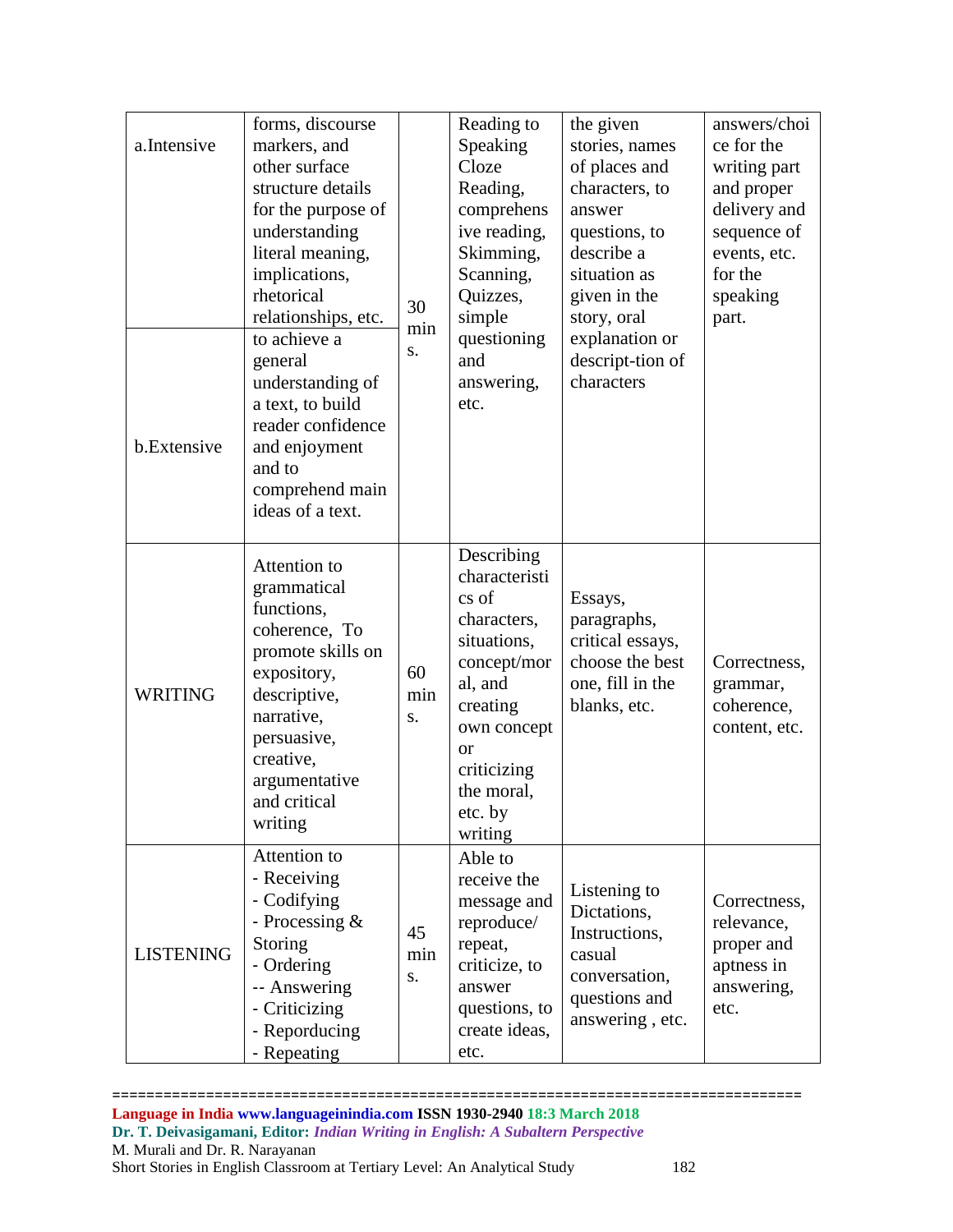| a.Intensive | forms, discourse markers, and other surface structure details for the purpose of understanding literal meaning, implications, rhetorical relationships, etc. | 30 mins. | Reading to Speaking Cloze Reading, comprehensive reading, Skimming, Scanning, Quizzes, simple questioning and answering, etc. | the given stories, names of places and characters, to answer questions, to describe a situation as given in the story, oral explanation or descript-tion of characters | answers/choice for the writing part and proper delivery and sequence of events, etc. for the speaking part. |
|---|---|---|---|---|---|
| b.Extensive | to achieve a general understanding of a text, to build reader confidence and enjoyment and to comprehend main ideas of a text. | | | | |
| WRITING | Attention to grammatical functions, coherence, To promote skills on expository, descriptive, narrative, persuasive, creative, argumentative and critical writing | 60 mins. | Describing characteristics of characters, situations, concept/moral, and creating own concept or criticizing the moral, etc. by writing | Essays, paragraphs, critical essays, choose the best one, fill in the blanks, etc. | Correctness, grammar, coherence, content, etc. |
| LISTENING | Attention to<br>- Receiving<br>- Codifying<br>- Processing & Storing<br>- Ordering<br>-- Answering<br>- Criticizing<br>- Reporducing<br>- Repeating | 45 mins. | Able to receive the message and reproduce/ repeat, criticize, to answer questions, to create ideas, etc. | Listening to Dictations, Instructions, casual conversation, questions and answering , etc. | Correctness, relevance, proper and aptness in answering, etc. |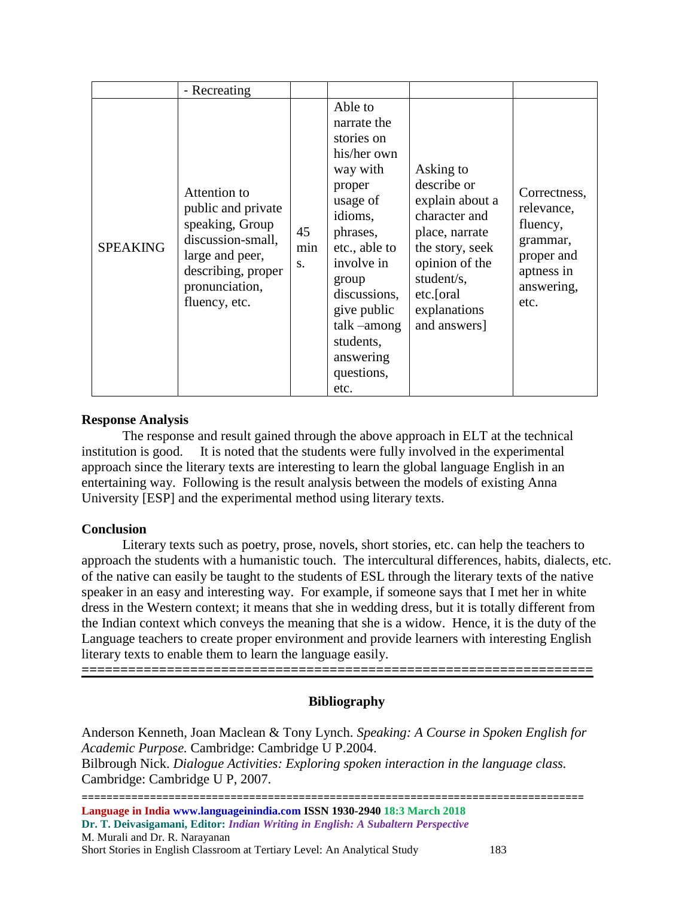|  | - Recreating |  |  |  |  |
| --- | --- | --- | --- | --- | --- |
| SPEAKING | Attention to public and private speaking, Group discussion-small, large and peer, describing, proper pronunciation, fluency, etc. | 45 mins. | Able to narrate the stories on his/her own way with proper usage of idioms, phrases, etc., able to involve in group discussions, give public talk –among students, answering questions, etc. | Asking to describe or explain about a character and place, narrate the story, seek opinion of the student/s, etc.[oral explanations and answers] | Correctness, relevance, fluency, grammar, proper and aptness in answering, etc. |

### Response Analysis

The response and result gained through the above approach in ELT at the technical institution is good. It is noted that the students were fully involved in the experimental approach since the literary texts are interesting to learn the global language English in an entertaining way. Following is the result analysis between the models of existing Anna University [ESP] and the experimental method using literary texts.

### Conclusion

Literary texts such as poetry, prose, novels, short stories, etc. can help the teachers to approach the students with a humanistic touch. The intercultural differences, habits, dialects, etc. of the native can easily be taught to the students of ESL through the literary texts of the native speaker in an easy and interesting way. For example, if someone says that I met her in white dress in the Western context; it means that she in wedding dress, but it is totally different from the Indian context which conveys the meaning that she is a widow. Hence, it is the duty of the Language teachers to create proper environment and provide learners with interesting English literary texts to enable them to learn the language easily.

---

## Bibliography

Anderson Kenneth, Joan Maclean & Tony Lynch. *Speaking: A Course in Spoken English for Academic Purpose.* Cambridge: Cambridge U P.2004.

Bilbrough Nick. *Dialogue Activities: Exploring spoken interaction in the language class.* Cambridge: Cambridge U P, 2007.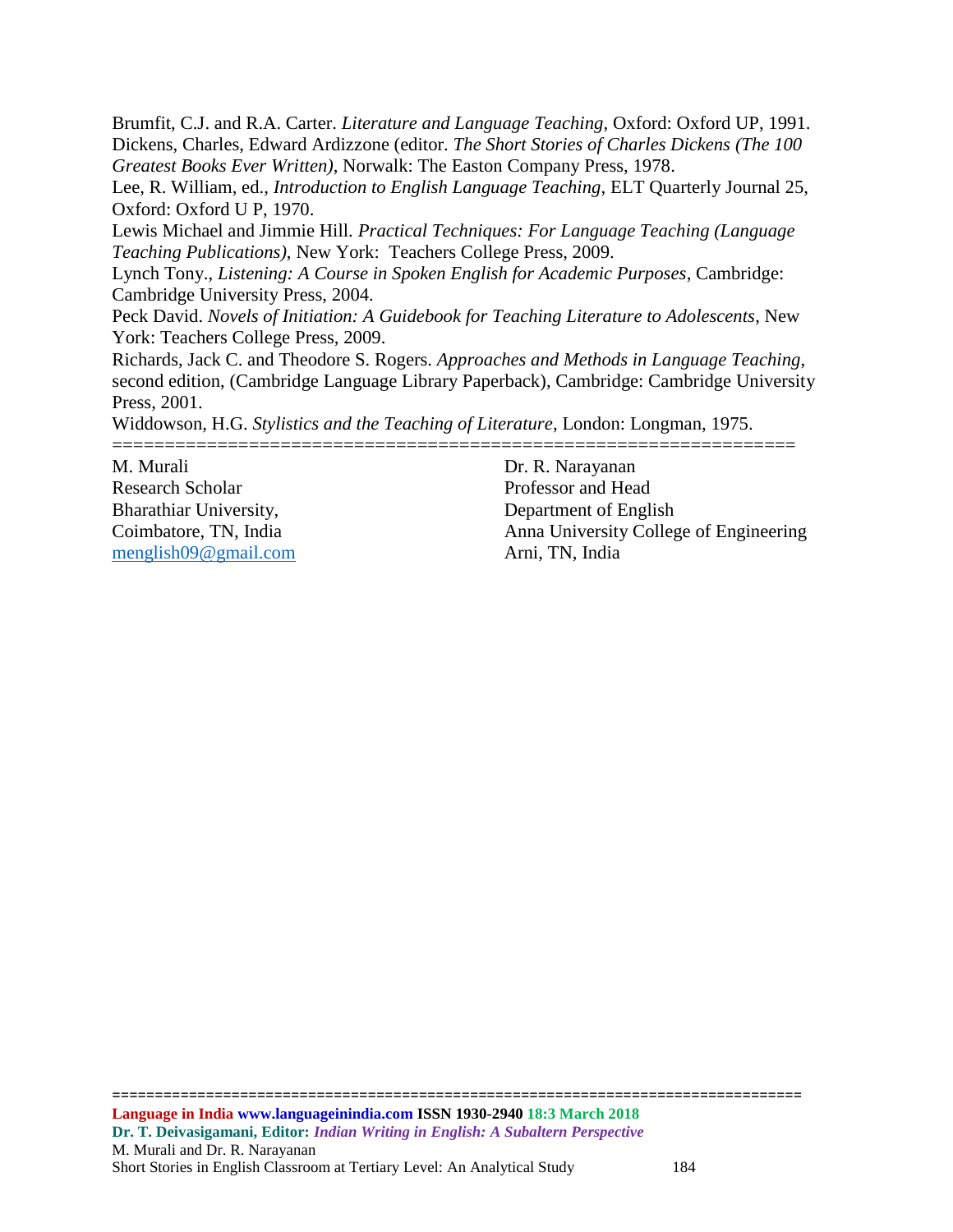Brumfit, C.J. and R.A. Carter. *Literature and Language Teaching*, Oxford: Oxford UP, 1991.

Dickens, Charles, Edward Ardizzone (editor. *The Short Stories of Charles Dickens (The 100 Greatest Books Ever Written)*, Norwalk: The Easton Company Press, 1978.

Lee, R. William, ed., *Introduction to English Language Teaching*, ELT Quarterly Journal 25, Oxford: Oxford U P, 1970.

Lewis Michael and Jimmie Hill. *Practical Techniques: For Language Teaching (Language Teaching Publications)*, New York: Teachers College Press, 2009.

Lynch Tony., *Listening: A Course in Spoken English for Academic Purposes*, Cambridge: Cambridge University Press, 2004.

Peck David. *Novels of Initiation: A Guidebook for Teaching Literature to Adolescents*, New York: Teachers College Press, 2009.

Richards, Jack C. and Theodore S. Rogers. *Approaches and Methods in Language Teaching*, second edition, (Cambridge Language Library Paperback), Cambridge: Cambridge University Press, 2001.

Widdowson, H.G. *Stylistics and the Teaching of Literature*, London: Longman, 1975.

=================================================================

M. Murali
Research Scholar
Bharathiar University,
Coimbatore, TN, India
menglish09@gmail.com

Dr. R. Narayanan
Professor and Head
Department of English
Anna University College of Engineering
Arni, TN, India